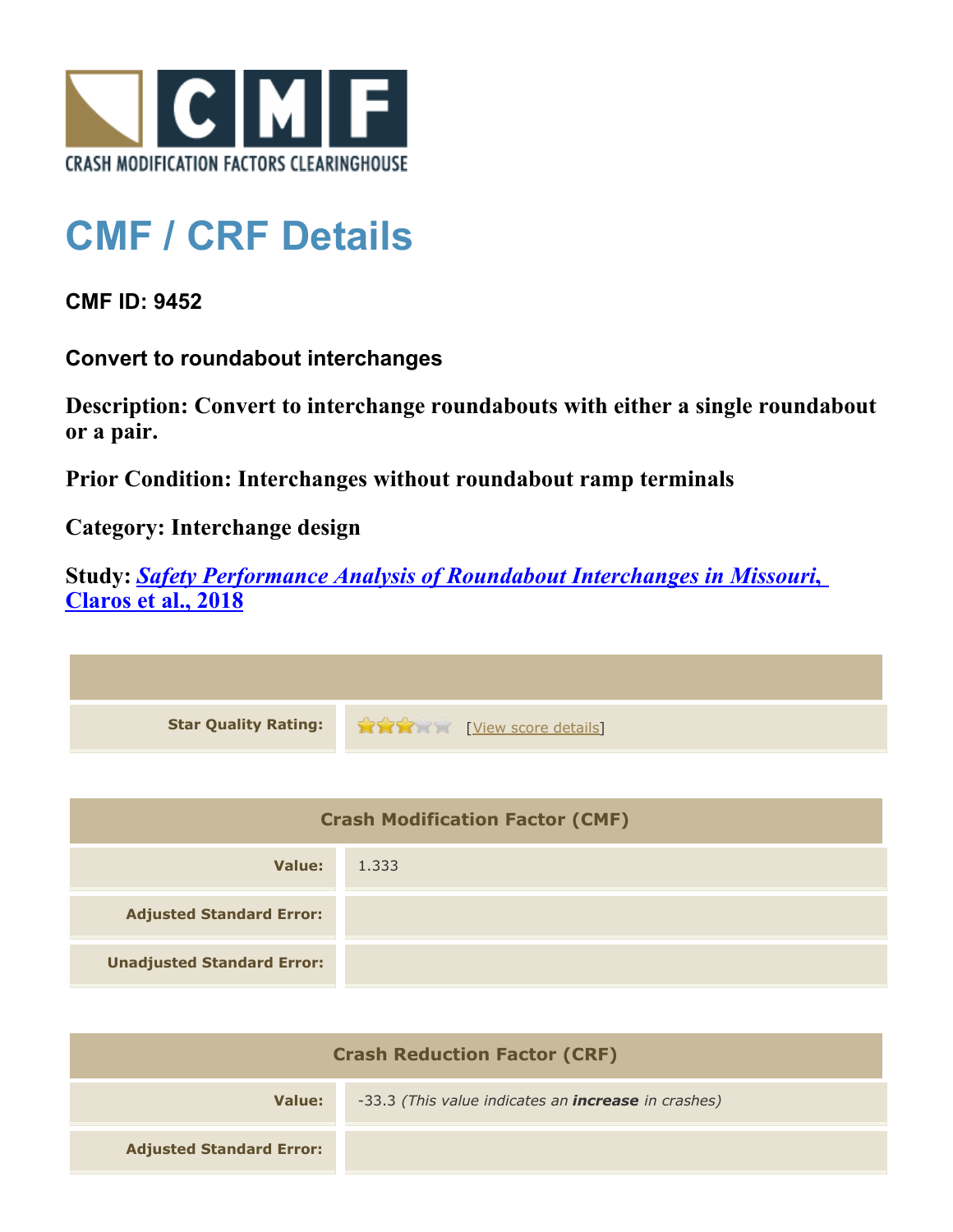CRASH MODIFICATION FACTORS CLEARINGHOUSE

# CMF / CRF Details

**CMF ID: 9452**

**Convert to roundabout interchanges**

**Description: Convert to interchange roundabouts with either a single roundabout or a pair.**

**Prior Condition: Interchanges without roundabout ramp terminals**

**Category: Interchange design**

**Study:** ***Safety Performance Analysis of Roundabout Interchanges in Missouri, Claros et al., 2018***

| | |
|---|---|
| **Star Quality Rating:** | 3 stars [View score details] |

| Crash Modification Factor (CMF) | |
|---|---|
| **Value:** | 1.333 |
| **Adjusted Standard Error:** | |
| **Unadjusted Standard Error:** | |

| Crash Reduction Factor (CRF) | |
|---|---|
| **Value:** | -33.3 *(This value indicates an* ***increase*** *in crashes)* |
| **Adjusted Standard Error:** | |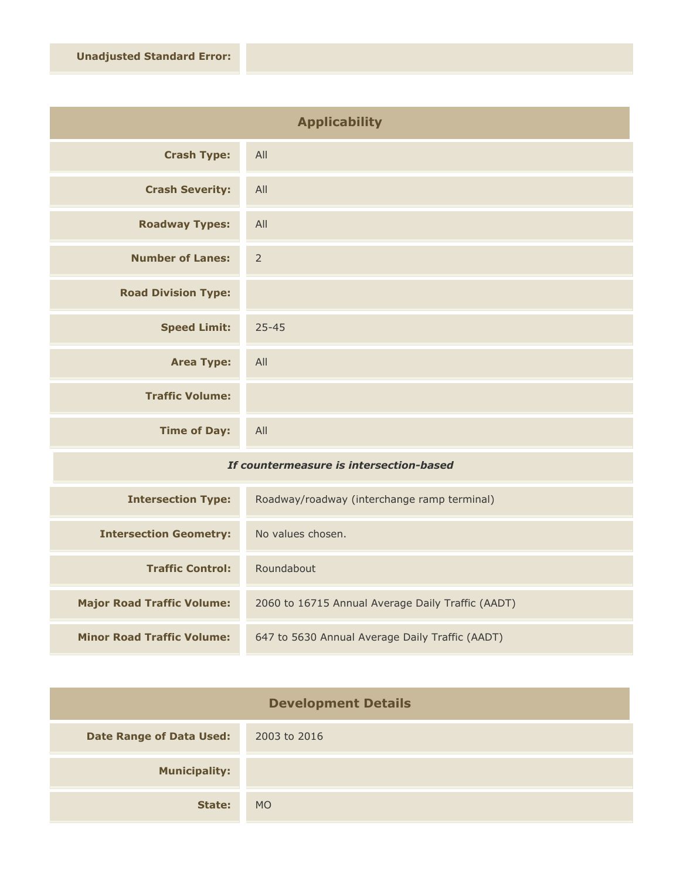| | |
|---|---|
| **Unadjusted Standard Error:** | |

## Applicability

| | |
|---|---|
| **Crash Type:** | All |
| **Crash Severity:** | All |
| **Roadway Types:** | All |
| **Number of Lanes:** | 2 |
| **Road Division Type:** | |
| **Speed Limit:** | 25-45 |
| **Area Type:** | All |
| **Traffic Volume:** | |
| **Time of Day:** | All |

*If countermeasure is intersection-based*

| | |
|---|---|
| **Intersection Type:** | Roadway/roadway (interchange ramp terminal) |
| **Intersection Geometry:** | No values chosen. |
| **Traffic Control:** | Roundabout |
| **Major Road Traffic Volume:** | 2060 to 16715 Annual Average Daily Traffic (AADT) |
| **Minor Road Traffic Volume:** | 647 to 5630 Annual Average Daily Traffic (AADT) |

## Development Details

| | |
|---|---|
| **Date Range of Data Used:** | 2003 to 2016 |
| **Municipality:** | |
| **State:** | MO |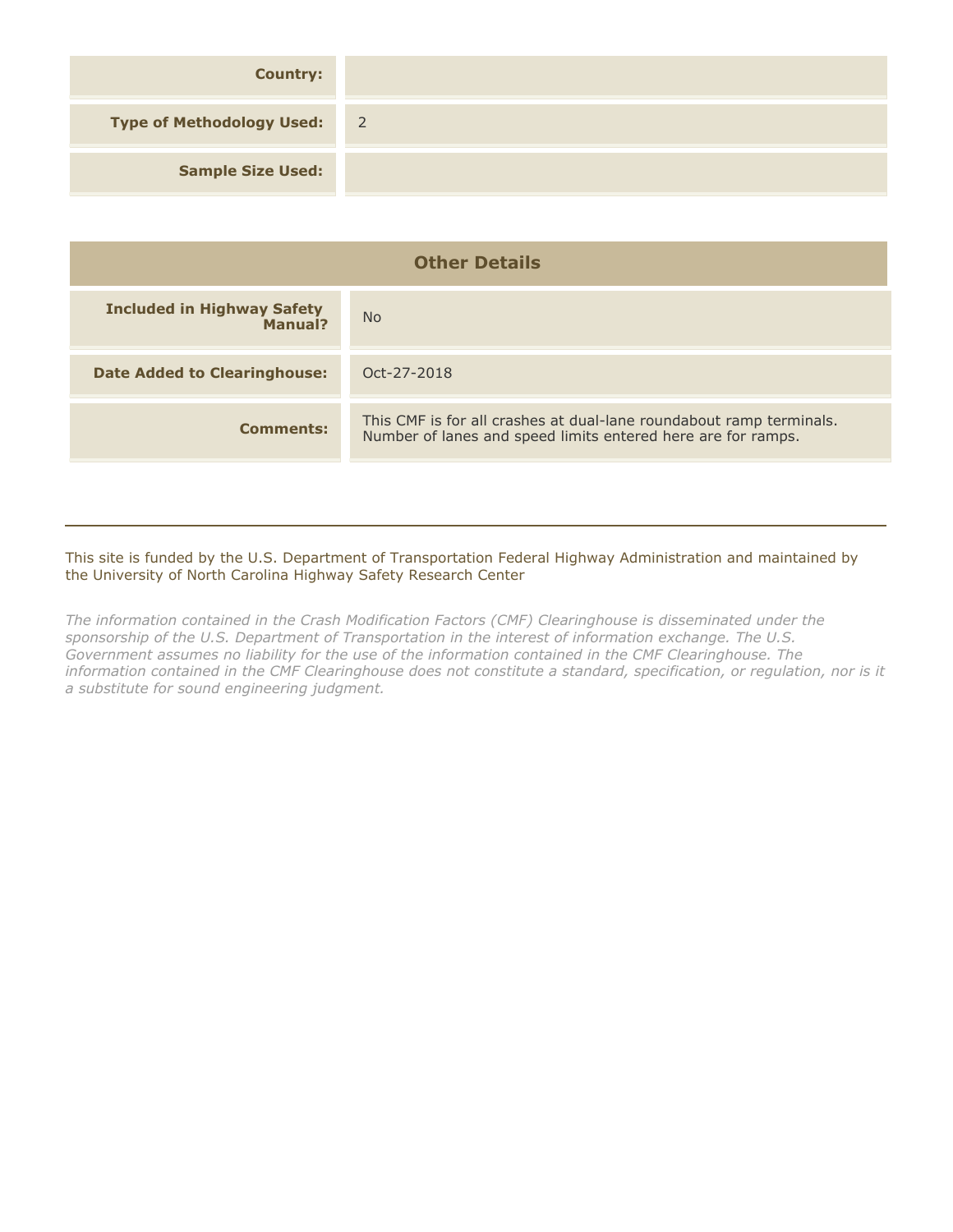| | |
|---|---|
| **Country:** | |
| **Type of Methodology Used:** | 2 |
| **Sample Size Used:** | |

## Other Details

| | |
|---|---|
| **Included in Highway Safety Manual?** | No |
| **Date Added to Clearinghouse:** | Oct-27-2018 |
| **Comments:** | This CMF is for all crashes at dual-lane roundabout ramp terminals. Number of lanes and speed limits entered here are for ramps. |

---

This site is funded by the U.S. Department of Transportation Federal Highway Administration and maintained by the University of North Carolina Highway Safety Research Center

*The information contained in the Crash Modification Factors (CMF) Clearinghouse is disseminated under the sponsorship of the U.S. Department of Transportation in the interest of information exchange. The U.S. Government assumes no liability for the use of the information contained in the CMF Clearinghouse. The information contained in the CMF Clearinghouse does not constitute a standard, specification, or regulation, nor is it a substitute for sound engineering judgment.*